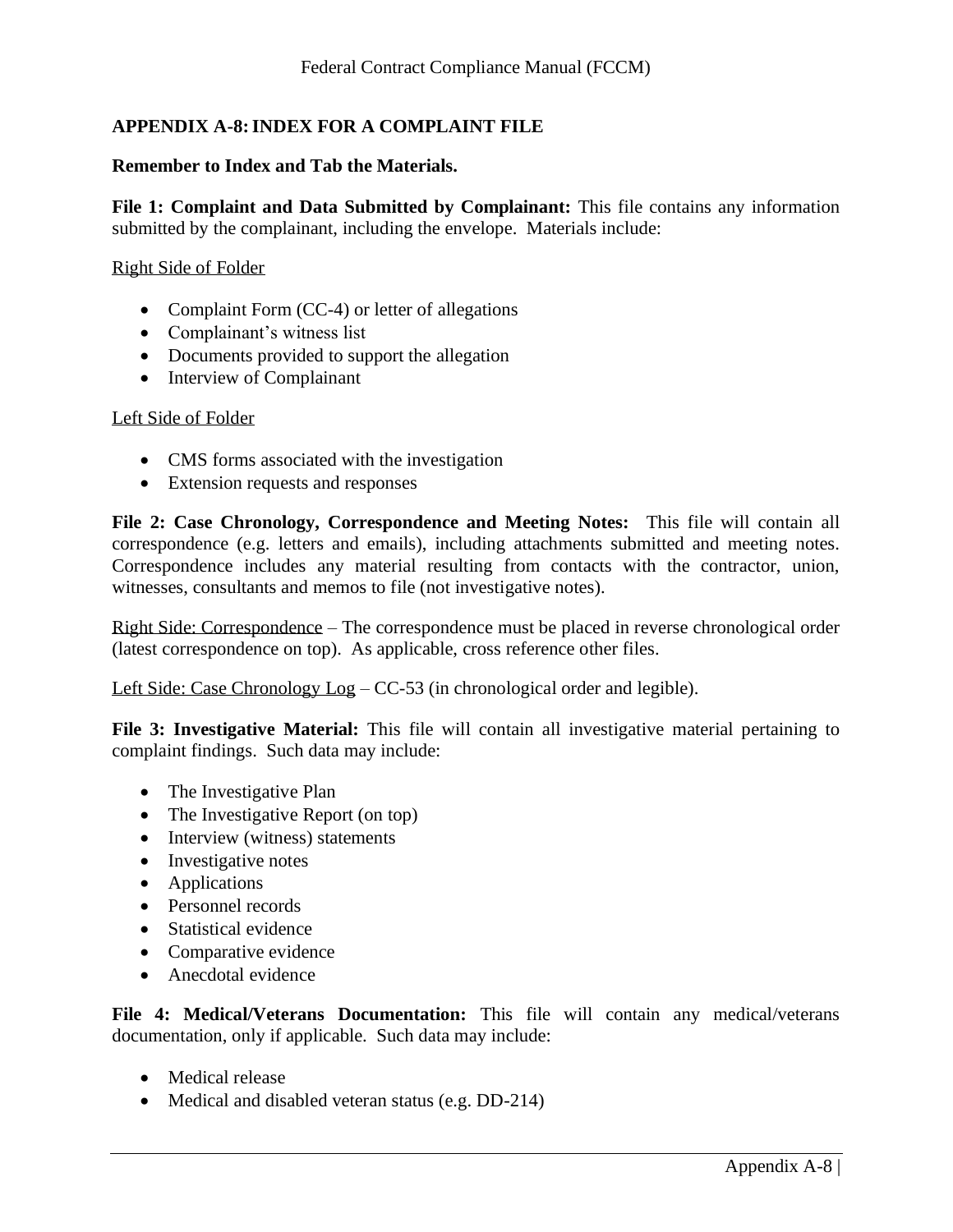## APPENDIX A-8: INDEX FOR A COMPLAINT FILE

**Remember to Index and Tab the Materials.**

**File 1: Complaint and Data Submitted by Complainant:** This file contains any information submitted by the complainant, including the envelope. Materials include:

<u>Right Side of Folder</u>

- Complaint Form (CC-4) or letter of allegations
- Complainant's witness list
- Documents provided to support the allegation
- Interview of Complainant

<u>Left Side of Folder</u>

- CMS forms associated with the investigation
- Extension requests and responses

**File 2: Case Chronology, Correspondence and Meeting Notes:** This file will contain all correspondence (e.g. letters and emails), including attachments submitted and meeting notes. Correspondence includes any material resulting from contacts with the contractor, union, witnesses, consultants and memos to file (not investigative notes).

<u>Right Side: Correspondence</u> – The correspondence must be placed in reverse chronological order (latest correspondence on top). As applicable, cross reference other files.

<u>Left Side: Case Chronology Log</u> – CC-53 (in chronological order and legible).

**File 3: Investigative Material:** This file will contain all investigative material pertaining to complaint findings. Such data may include:

- The Investigative Plan
- The Investigative Report (on top)
- Interview (witness) statements
- Investigative notes
- Applications
- Personnel records
- Statistical evidence
- Comparative evidence
- Anecdotal evidence

**File 4: Medical/Veterans Documentation:** This file will contain any medical/veterans documentation, only if applicable. Such data may include:

- Medical release
- Medical and disabled veteran status (e.g. DD-214)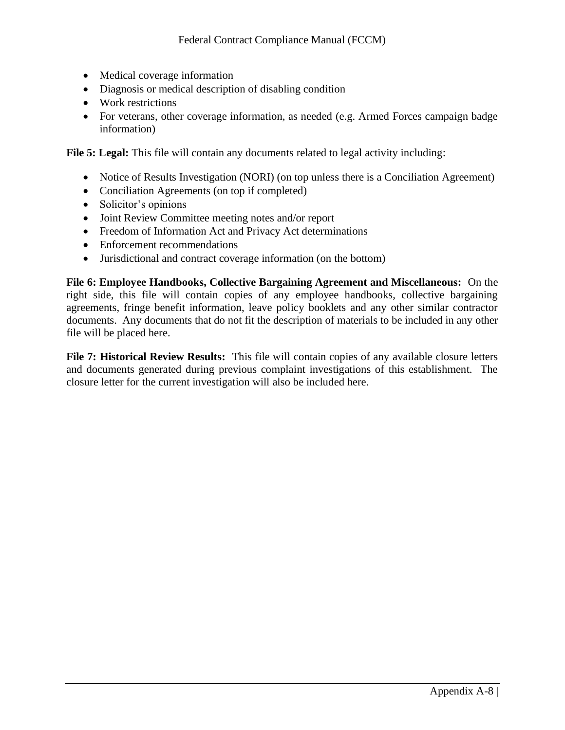- Medical coverage information
- Diagnosis or medical description of disabling condition
- Work restrictions
- For veterans, other coverage information, as needed (e.g. Armed Forces campaign badge information)

**File 5: Legal:** This file will contain any documents related to legal activity including:

- Notice of Results Investigation (NORI) (on top unless there is a Conciliation Agreement)
- Conciliation Agreements (on top if completed)
- Solicitor's opinions
- Joint Review Committee meeting notes and/or report
- Freedom of Information Act and Privacy Act determinations
- Enforcement recommendations
- Jurisdictional and contract coverage information (on the bottom)

**File 6: Employee Handbooks, Collective Bargaining Agreement and Miscellaneous:** On the right side, this file will contain copies of any employee handbooks, collective bargaining agreements, fringe benefit information, leave policy booklets and any other similar contractor documents. Any documents that do not fit the description of materials to be included in any other file will be placed here.

**File 7: Historical Review Results:** This file will contain copies of any available closure letters and documents generated during previous complaint investigations of this establishment. The closure letter for the current investigation will also be included here.